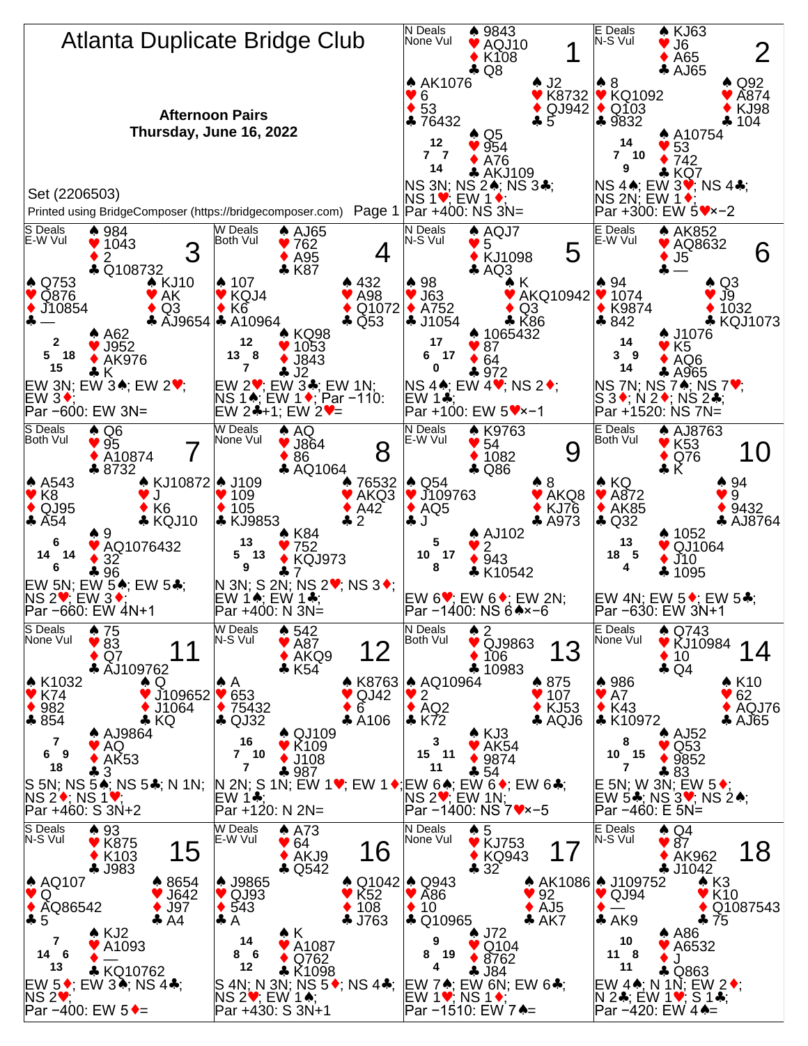# Atlanta Duplicate Bridge Club

**Afternoon Pairs**
**Thursday, June 16, 2022**

Set (2206503)

Printed using BridgeComposer (https://bridgecomposer.com)

---

## Board 1
N Deals, None Vul

- North: ♠ 9843 ♥ AQJ10 ♦ K108 ♣ Q8
- West: ♠ AK1076 ♥ 6 ♦ 53 ♣ 76432
- East: ♠ J2 ♥ K8732 ♦ QJ942 ♣ 5
- South: ♠ Q5 ♥ 954 ♦ A76 ♣ AKJ109

HCP: N 12, W 7, E 7, S 14

NS 3N; NS 2♠; NS 3♣; NS 1♥; EW 1♦;
Par +400: NS 3N=

## Board 2
E Deals, N-S Vul

- North: ♠ KJ63 ♥ J6 ♦ A65 ♣ AJ65
- West: ♠ 8 ♥ KQ1092 ♦ Q103 ♣ 9832
- East: ♠ Q92 ♥ A874 ♦ KJ98 ♣ 104
- South: ♠ A10754 ♥ 53 ♦ 742 ♣ KQ7

HCP: N 14, W 7, E 10, S 9

NS 4♠; EW 3♥; NS 4♣; NS 2N; EW 1♦;
Par +300: EW 5♥×−2

## Board 3
S Deals, E-W Vul

- North: ♠ 984 ♥ 1043 ♦ 2 ♣ Q108732
- West: ♠ Q753 ♥ Q876 ♦ J10854 ♣ —
- East: ♠ KJ10 ♥ AK ♦ Q3 ♣ AJ9654
- South: ♠ A62 ♥ J952 ♦ AK976 ♣ K

HCP: N 2, W 5, E 18, S 15

EW 3N; EW 3♠; EW 2♥; EW 3♦;
Par −600: EW 3N=

## Board 4
W Deals, Both Vul

- North: ♠ AJ65 ♥ 762 ♦ A95 ♣ K87
- West: ♠ 107 ♥ KQJ4 ♦ K6 ♣ A10964
- East: ♠ 432 ♥ A98 ♦ Q1072 ♣ Q53
- South: ♠ KQ98 ♥ 1053 ♦ J843 ♣ J2

HCP: N 12, W 13, E 8, S 7

EW 2♥; EW 3♣; EW 1N; NS 1♠; EW 1♦; Par −110: EW 2♣+1; EW 2♥=

## Board 5
N Deals, N-S Vul

- North: ♠ AQJ7 ♥ 5 ♦ KJ1098 ♣ AQ3
- West: ♠ 98 ♥ J63 ♦ A752 ♣ J1054
- East: ♠ K ♥ AKQ10942 ♦ Q3 ♣ K86
- South: ♠ 1065432 ♥ 87 ♦ 64 ♣ 972

HCP: N 17, W 6, E 17, S 0

NS 4♠; EW 4♥; NS 2♦; EW 1♣;
Par +100: EW 5♥×−1

## Board 6
E Deals, E-W Vul

- North: ♠ AK852 ♥ AQ8632 ♦ J5 ♣ —
- West: ♠ 94 ♥ 1074 ♦ K9874 ♣ 842
- East: ♠ Q3 ♥ J9 ♦ 1032 ♣ KQJ1073
- South: ♠ J1076 ♥ K5 ♦ AQ6 ♣ A965

HCP: N 14, W 3, E 9, S 14

NS 7N; NS 7♠; NS 7♥; S 3♦; N 2♦; NS 2♣;
Par +1520: NS 7N=

## Board 7
S Deals, Both Vul

- North: ♠ Q6 ♥ 95 ♦ A10874 ♣ 8732
- West: ♠ A543 ♥ K8 ♦ QJ95 ♣ A54
- East: ♠ KJ10872 ♥ J ♦ K6 ♣ KQJ10
- South: ♠ 9 ♥ AQ1076432 ♦ 32 ♣ 96

HCP: N 6, W 14, E 14, S 6

EW 5N; EW 5♠; EW 5♣; NS 2♥; EW 3♦;
Par −660: EW 4N+1

## Board 8
W Deals, None Vul

- North: ♠ AQ ♥ J864 ♦ 86 ♣ AQ1064
- West: ♠ J109 ♥ 109 ♦ 105 ♣ KJ9853
- East: ♠ 76532 ♥ AKQ3 ♦ A42 ♣ 2
- South: ♠ K84 ♥ 752 ♦ KQJ973 ♣ 7

HCP: N 13, W 5, E 13, S 9

N 3N; S 2N; NS 2♥; NS 3♦; EW 1♠; EW 1♣;
Par +400: N 3N=

## Board 9
N Deals, E-W Vul

- North: ♠ K9763 ♥ 54 ♦ 1082 ♣ Q86
- West: ♠ Q54 ♥ J109763 ♦ AQ5 ♣ J
- East: ♠ 8 ♥ AKQ8 ♦ KJ76 ♣ A973
- South: ♠ AJ102 ♥ 2 ♦ 943 ♣ K10542

HCP: N 5, W 10, E 17, S 8

EW 6♥; EW 6♦; EW 2N;
Par −1400: NS 6♠×−6

## Board 10
E Deals, Both Vul

- North: ♠ AJ8763 ♥ K53 ♦ Q76 ♣ K
- West: ♠ KQ ♥ A872 ♦ AK85 ♣ Q32
- East: ♠ 94 ♥ 9 ♦ 9432 ♣ AJ8764
- South: ♠ 1052 ♥ QJ1064 ♦ J10 ♣ 1095

HCP: N 13, W 18, E 5, S 4

EW 4N; EW 5♦; EW 5♣;
Par −630: EW 3N+1

## Board 11
S Deals, None Vul

- North: ♠ 75 ♥ 83 ♦ Q7 ♣ AJ109762
- West: ♠ K1032 ♥ K74 ♦ 982 ♣ 854
- East: ♠ Q ♥ J109652 ♦ J1064 ♣ KQ
- South: ♠ AJ9864 ♥ AQ ♦ AK53 ♣ 3

HCP: N 7, W 6, E 9, S 18

S 5N; NS 5♠; NS 5♣; N 1N; NS 2♦; NS 1♥;
Par +460: S 3N+2

## Board 12
W Deals, N-S Vul

- North: ♠ 542 ♥ A87 ♦ AKQ9 ♣ K54
- West: ♠ A ♥ 653 ♦ 75432 ♣ QJ32
- East: ♠ K8763 ♥ QJ42 ♦ 6 ♣ A106
- South: ♠ QJ109 ♥ K109 ♦ J108 ♣ 987

HCP: N 16, W 7, E 10, S 7

N 2N; S 1N; EW 1♥; EW 1♦; EW 1♣;
Par +120: N 2N=

## Board 13
N Deals, Both Vul

- North: ♠ 2 ♥ QJ9863 ♦ 106 ♣ 10983
- West: ♠ AQ10964 ♥ 2 ♦ AQ2 ♣ K72
- East: ♠ 875 ♥ 107 ♦ KJ53 ♣ AQJ6
- South: ♠ KJ3 ♥ AK54 ♦ 9874 ♣ 54

HCP: N 3, W 15, E 11, S 11

EW 6♠; EW 6♦; EW 6♣; NS 2♥; EW 1N;
Par −1400: NS 7♥×−5

## Board 14
E Deals, None Vul

- North: ♠ Q743 ♥ KJ10984 ♦ 10 ♣ Q4
- West: ♠ 986 ♥ A7 ♦ K43 ♣ K10972
- East: ♠ K10 ♥ 62 ♦ AQJ76 ♣ AJ65
- South: ♠ AJ52 ♥ Q53 ♦ 9852 ♣ 83

HCP: N 8, W 10, E 15, S 7

E 5N; W 3N; EW 5♦; EW 5♣; NS 3♥; NS 2♠;
Par −460: E 5N=

## Board 15
S Deals, N-S Vul

- North: ♠ 93 ♥ K875 ♦ K103 ♣ J983
- West: ♠ AQ107 ♥ Q ♦ AQ86542 ♣ 5
- East: ♠ 8654 ♥ J642 ♦ J97 ♣ A4
- South: ♠ KJ2 ♥ A1093 ♦ — ♣ KQ10762

HCP: N 7, W 14, E 6, S 13

EW 5♦; EW 3♠; NS 4♣; NS 2♥;
Par −400: EW 5♦=

## Board 16
W Deals, E-W Vul

- North: ♠ A73 ♥ 64 ♦ AKJ9 ♣ Q542
- West: ♠ J9865 ♥ QJ93 ♦ 543 ♣ A
- East: ♠ Q1042 ♥ K52 ♦ 108 ♣ J763
- South: ♠ K ♥ A1087 ♦ Q762 ♣ K1098

HCP: N 14, W 8, E 6, S 12

S 4N; N 3N; NS 5♦; NS 4♣; NS 2♥; EW 1♠;
Par +430: S 3N+1

## Board 17
N Deals, None Vul

- North: ♠ 5 ♥ KJ753 ♦ KQ943 ♣ 32
- West: ♠ Q943 ♥ A86 ♦ 10 ♣ Q10965
- East: ♠ AK1086 ♥ 92 ♦ AJ5 ♣ AK7
- South: ♠ J72 ♥ Q104 ♦ 8762 ♣ J84

HCP: N 9, W 8, E 19, S 4

EW 7♠; EW 6N; EW 6♣; EW 1♥; NS 1♦;
Par −1510: EW 7♠=

## Board 18
E Deals, N-S Vul

- North: ♠ Q4 ♥ 87 ♦ AK962 ♣ J1042
- West: ♠ J109752 ♥ QJ94 ♦ — ♣ AK9
- East: ♠ K3 ♥ K10 ♦ Q1087543 ♣ 75
- South: ♠ A86 ♥ A6532 ♦ J ♣ Q863

HCP: N 10, W 11, E 8, S 11

EW 4♠; N 1N; EW 2♦; N 2♣; EW 1♥; S 1♣;
Par −420: EW 4♠=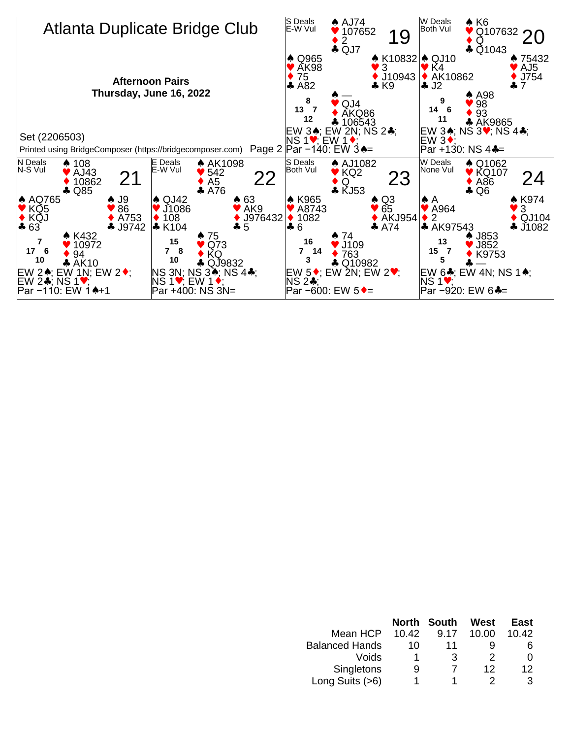# Atlanta Duplicate Bridge Club

**Afternoon Pairs**
**Thursday, June 16, 2022**

Set (2206503)

Printed using BridgeComposer (https://bridgecomposer.com)

## Board 19

S Deals, E-W Vul

North: ♠ AJ74 ♥ 107652 ♦ 2 ♣ QJ7

West: ♠ Q965 ♥ AK98 ♦ 75 ♣ A82

East: ♠ K10832 ♥ 3 ♦ J10943 ♣ K9

South: ♠ — ♥ QJ4 ♦ AKQ86 ♣ 106543

HCP: N 8, W 13, E 7, S 12

EW 3♠; EW 2N; NS 2♣; NS 1♥; EW 1♦;

Par −140: EW 3♠=

## Board 20

W Deals, Both Vul

North: ♠ K6 ♥ Q107632 ♦ Q ♣ Q1043

West: ♠ QJ10 ♥ K4 ♦ AK10862 ♣ J2

East: ♠ 75432 ♥ AJ5 ♦ J754 ♣ 7

South: ♠ A98 ♥ 98 ♦ 93 ♣ AK9865

HCP: N 9, W 14, E 6, S 11

EW 3♠; NS 3♥; NS 4♣; EW 3♦;

Par +130: NS 4♣=

## Board 21

N Deals, N-S Vul

North: ♠ 108 ♥ AJ43 ♦ 10862 ♣ Q85

West: ♠ AQ765 ♥ KQ5 ♦ KQJ ♣ 63

East: ♠ J9 ♥ 86 ♦ A753 ♣ J9742

South: ♠ K432 ♥ 10972 ♦ 94 ♣ AK10

HCP: N 7, W 17, E 6, S 10

EW 2♠; EW 1N; EW 2♦; EW 2♣; NS 1♥;

Par −110: EW 1♠+1

## Board 22

E Deals, E-W Vul

North: ♠ AK1098 ♥ 542 ♦ A5 ♣ A76

West: ♠ QJ42 ♥ J1086 ♦ 108 ♣ K104

East: ♠ 63 ♥ AK9 ♦ J976432 ♣ 5

South: ♠ 75 ♥ Q73 ♦ KQ ♣ QJ9832

HCP: N 15, W 7, E 8, S 10

NS 3N; NS 3♠; NS 4♣; NS 1♥; EW 1♦;

Par +400: NS 3N=

## Board 23

S Deals, Both Vul

North: ♠ AJ1082 ♥ KQ2 ♦ Q ♣ KJ53

West: ♠ K965 ♥ A8743 ♦ 1082 ♣ 6

East: ♠ Q3 ♥ 65 ♦ AKJ954 ♣ A74

South: ♠ 74 ♥ J109 ♦ 763 ♣ Q10982

HCP: N 16, W 7, E 14, S 3

EW 5♦; EW 2N; EW 2♥; NS 2♣;

Par −600: EW 5♦=

## Board 24

W Deals, None Vul

North: ♠ Q1062 ♥ KQ107 ♦ A86 ♣ Q6

West: ♠ A ♥ A964 ♦ 2 ♣ AK97543

East: ♠ K974 ♥ 3 ♦ QJ104 ♣ J1082

South: ♠ J853 ♥ J852 ♦ K9753 ♣ —

HCP: N 13, W 15, E 7, S 5

EW 6♣; EW 4N; NS 1♠; NS 1♥;

Par −920: EW 6♣=

| | North | South | West | East |
|---|---|---|---|---|
| Mean HCP | 10.42 | 9.17 | 10.00 | 10.42 |
| Balanced Hands | 10 | 11 | 9 | 6 |
| Voids | 1 | 3 | 2 | 0 |
| Singletons | 9 | 7 | 12 | 12 |
| Long Suits (>6) | 1 | 1 | 2 | 3 |